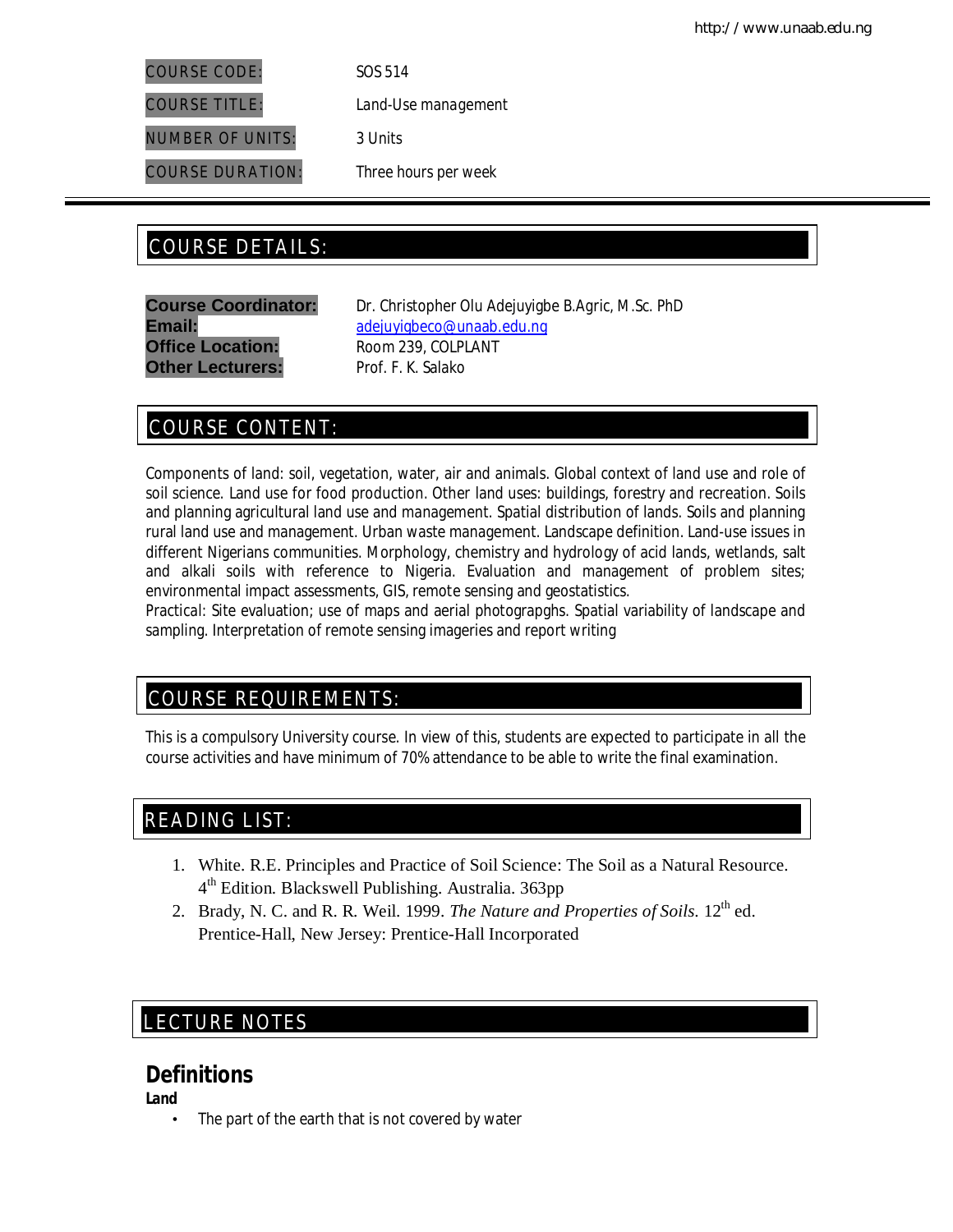| | |
|---|---|
| COURSE CODE: | SOS 514 |
| COURSE TITLE: | Land-Use management |
| NUMBER OF UNITS: | 3 Units |
| COURSE DURATION: | Three hours per week |

## COURSE DETAILS:

**Course Coordinator:** Dr. Christopher Olu Adejuyigbe B.Agric, M.Sc. PhD
**Email:** adejuyigbeco@unaab.edu.ng
**Office Location:** Room 239, COLPLANT
**Other Lecturers:** Prof. F. K. Salako

## COURSE CONTENT:

Components of land: soil, vegetation, water, air and animals. Global context of land use and role of soil science. Land use for food production. Other land uses: buildings, forestry and recreation. Soils and planning agricultural land use and management. Spatial distribution of lands. Soils and planning rural land use and management. Urban waste management. Landscape definition. Land-use issues in different Nigerians communities. Morphology, chemistry and hydrology of acid lands, wetlands, salt and alkali soils with reference to Nigeria. Evaluation and management of problem sites; environmental impact assessments, GIS, remote sensing and geostatistics.
Practical: Site evaluation; use of maps and aerial photograpghs. Spatial variability of landscape and sampling. Interpretation of remote sensing imageries and report writing

## COURSE REQUIREMENTS:

This is a compulsory University course. In view of this, students are expected to participate in all the course activities and have minimum of 70% attendance to be able to write the final examination.

## READING LIST:

1. White. R.E. Principles and Practice of Soil Science: The Soil as a Natural Resource. 4th Edition. Blackswell Publishing. Australia. 363pp
2. Brady, N. C. and R. R. Weil. 1999. *The Nature and Properties of Soils.* 12th ed. Prentice-Hall, New Jersey: Prentice-Hall Incorporated

## LECTURE NOTES

### Definitions

**Land**

- The part of the earth that is not covered by water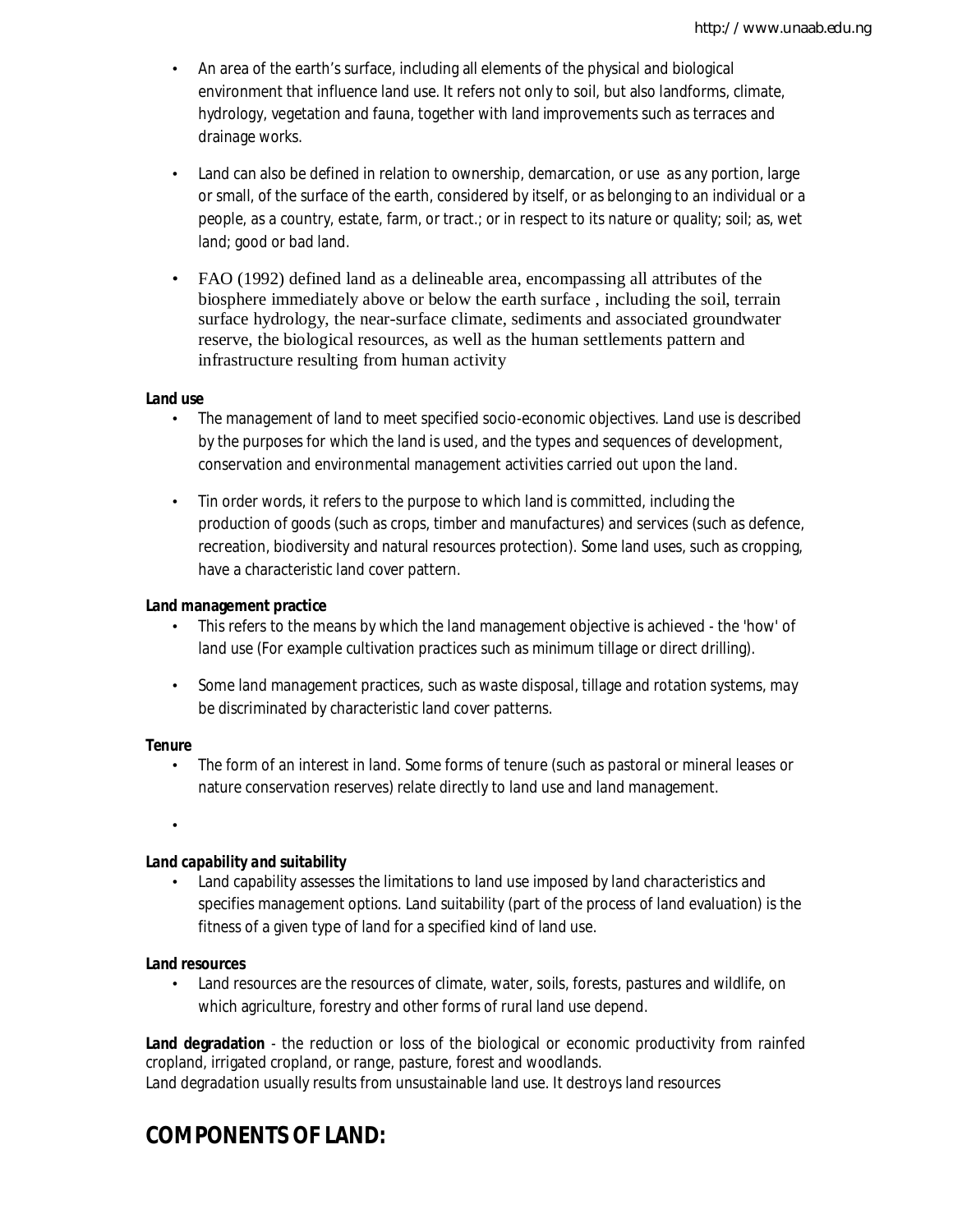- An area of the earth's surface, including all elements of the physical and biological environment that influence land use. It refers not only to soil, but also landforms, climate, hydrology, vegetation and fauna, together with land improvements such as terraces and drainage works.

- Land can also be defined in relation to ownership, demarcation, or use as any portion, large or small, of the surface of the earth, considered by itself, or as belonging to an individual or a people, as a country, estate, farm, or tract.; or in respect to its nature or quality; soil; as, wet land; good or bad land.

- FAO (1992) defined land as a delineable area, encompassing all attributes of the biosphere immediately above or below the earth surface , including the soil, terrain surface hydrology, the near-surface climate, sediments and associated groundwater reserve, the biological resources, as well as the human settlements pattern and infrastructure resulting from human activity

**Land use**

- The management of land to meet specified socio-economic objectives. Land use is described by the purposes for which the land is used, and the types and sequences of development, conservation and environmental management activities carried out upon the land.

- Tin order words, it refers to the purpose to which land is committed, including the production of goods (such as crops, timber and manufactures) and services (such as defence, recreation, biodiversity and natural resources protection). Some land uses, such as cropping, have a characteristic land cover pattern.

**Land management practice**

- This refers to the means by which the land management objective is achieved - the 'how' of land use (For example cultivation practices such as minimum tillage or direct drilling).

- Some land management practices, such as waste disposal, tillage and rotation systems, may be discriminated by characteristic land cover patterns.

**Tenure**

- The form of an interest in land. Some forms of tenure (such as pastoral or mineral leases or nature conservation reserves) relate directly to land use and land management.

- 

**Land capability and suitability**

- Land capability assesses the limitations to land use imposed by land characteristics and specifies management options. Land suitability (part of the process of land evaluation) is the fitness of a given type of land for a specified kind of land use.

**Land resources**

- Land resources are the resources of climate, water, soils, forests, pastures and wildlife, on which agriculture, forestry and other forms of rural land use depend.

**Land degradation** - the reduction or loss of the biological or economic productivity from rainfed cropland, irrigated cropland, or range, pasture, forest and woodlands.
Land degradation usually results from unsustainable land use. It destroys land resources

## COMPONENTS OF LAND: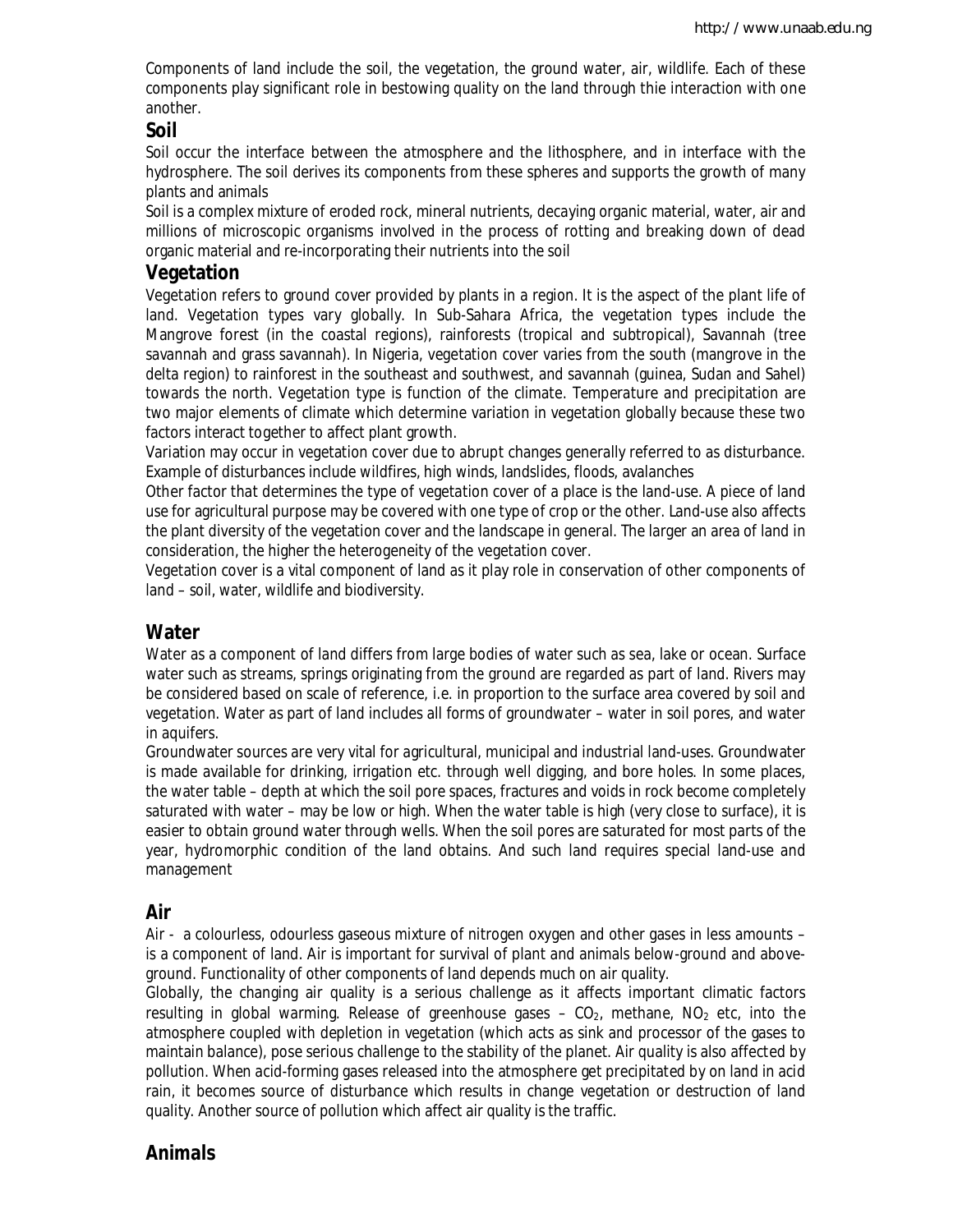Components of land include the soil, the vegetation, the ground water, air, wildlife. Each of these components play significant role in bestowing quality on the land through thie interaction with one another.

## Soil

Soil occur the interface between the atmosphere and the lithosphere, and in interface with the hydrosphere. The soil derives its components from these spheres and supports the growth of many plants and animals

Soil is a complex mixture of eroded rock, mineral nutrients, decaying organic material, water, air and millions of microscopic organisms involved in the process of rotting and breaking down of dead organic material and re-incorporating their nutrients into the soil

## Vegetation

Vegetation refers to ground cover provided by plants in a region. It is the aspect of the plant life of land. Vegetation types vary globally. In Sub-Sahara Africa, the vegetation types include the Mangrove forest (in the coastal regions), rainforests (tropical and subtropical), Savannah (tree savannah and grass savannah). In Nigeria, vegetation cover varies from the south (mangrove in the delta region) to rainforest in the southeast and southwest, and savannah (guinea, Sudan and Sahel) towards the north. Vegetation type is function of the climate. Temperature and precipitation are two major elements of climate which determine variation in vegetation globally because these two factors interact together to affect plant growth.

Variation may occur in vegetation cover due to abrupt changes generally referred to as disturbance. Example of disturbances include wildfires, high winds, landslides, floods, avalanches

Other factor that determines the type of vegetation cover of a place is the land-use. A piece of land use for agricultural purpose may be covered with one type of crop or the other. Land-use also affects the plant diversity of the vegetation cover and the landscape in general. The larger an area of land in consideration, the higher the heterogeneity of the vegetation cover.

Vegetation cover is a vital component of land as it play role in conservation of other components of land – soil, water, wildlife and biodiversity.

## Water

Water as a component of land differs from large bodies of water such as sea, lake or ocean. Surface water such as streams, springs originating from the ground are regarded as part of land. Rivers may be considered based on scale of reference, i.e. in proportion to the surface area covered by soil and vegetation. Water as part of land includes all forms of groundwater – water in soil pores, and water in aquifers.

Groundwater sources are very vital for agricultural, municipal and industrial land-uses. Groundwater is made available for drinking, irrigation etc. through well digging, and bore holes. In some places, the water table – depth at which the soil pore spaces, fractures and voids in rock become completely saturated with water – may be low or high. When the water table is high (very close to surface), it is easier to obtain ground water through wells. When the soil pores are saturated for most parts of the year, hydromorphic condition of the land obtains. And such land requires special land-use and management

## Air

Air - a colourless, odourless gaseous mixture of nitrogen oxygen and other gases in less amounts – is a component of land. Air is important for survival of plant and animals below-ground and above-ground. Functionality of other components of land depends much on air quality.

Globally, the changing air quality is a serious challenge as it affects important climatic factors resulting in global warming. Release of greenhouse gases – $CO_2$, methane, $NO_2$ etc, into the atmosphere coupled with depletion in vegetation (which acts as sink and processor of the gases to maintain balance), pose serious challenge to the stability of the planet. Air quality is also affected by pollution. When acid-forming gases released into the atmosphere get precipitated by on land in acid rain, it becomes source of disturbance which results in change vegetation or destruction of land quality. Another source of pollution which affect air quality is the traffic.

## Animals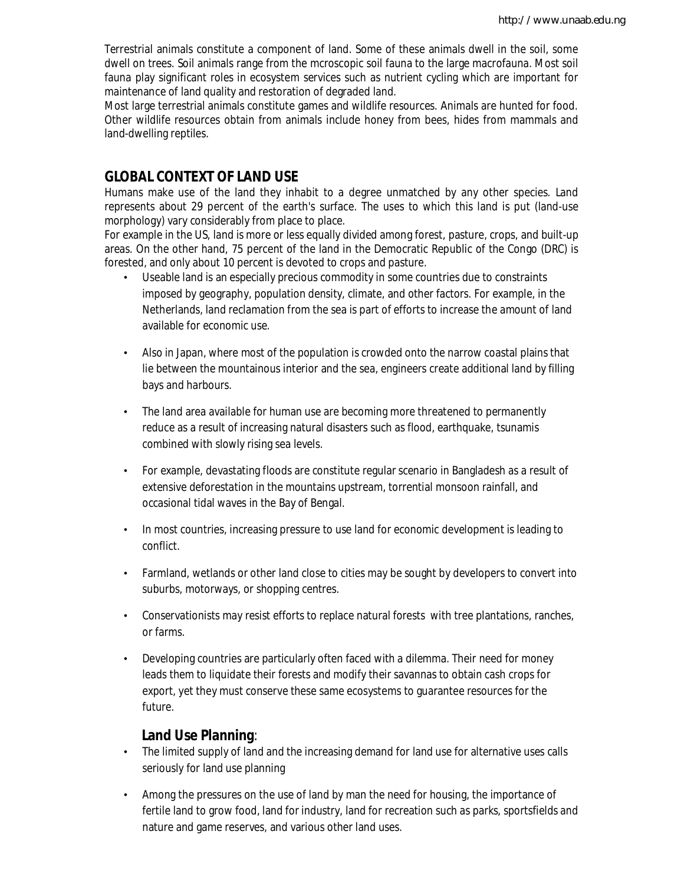Terrestrial animals constitute a component of land. Some of these animals dwell in the soil, some dwell on trees. Soil animals range from the mcroscopic soil fauna to the large macrofauna. Most soil fauna play significant roles in ecosystem services such as nutrient cycling which are important for maintenance of land quality and restoration of degraded land.
Most large terrestrial animals constitute games and wildlife resources. Animals are hunted for food. Other wildlife resources obtain from animals include honey from bees, hides from mammals and land-dwelling reptiles.

## GLOBAL CONTEXT OF LAND USE

Humans make use of the land they inhabit to a degree unmatched by any other species. Land represents about 29 percent of the earth's surface. The uses to which this land is put (land-use morphology) vary considerably from place to place.
For example in the US, land is more or less equally divided among forest, pasture, crops, and built-up areas. On the other hand, 75 percent of the land in the Democratic Republic of the Congo (DRC) is forested, and only about 10 percent is devoted to crops and pasture.

- Useable land is an especially precious commodity in some countries due to constraints imposed by geography, population density, climate, and other factors. For example, in the Netherlands, land reclamation from the sea is part of efforts to increase the amount of land available for economic use.
- Also in Japan, where most of the population is crowded onto the narrow coastal plains that lie between the mountainous interior and the sea, engineers create additional land by filling bays and harbours.
- The land area available for human use are becoming more threatened to permanently reduce as a result of increasing natural disasters such as flood, earthquake, tsunamis combined with slowly rising sea levels.
- For example, devastating floods are constitute regular scenario in Bangladesh as a result of extensive deforestation in the mountains upstream, torrential monsoon rainfall, and occasional tidal waves in the Bay of Bengal.
- In most countries, increasing pressure to use land for economic development is leading to conflict.
- Farmland, wetlands or other land close to cities may be sought by developers to convert into suburbs, motorways, or shopping centres.
- Conservationists may resist efforts to replace natural forests with tree plantations, ranches, or farms.
- Developing countries are particularly often faced with a dilemma. Their need for money leads them to liquidate their forests and modify their savannas to obtain cash crops for export, yet they must conserve these same ecosystems to guarantee resources for the future.

### Land Use Planning:

- The limited supply of land and the increasing demand for land use for alternative uses calls seriously for land use planning
- Among the pressures on the use of land by man the need for housing, the importance of fertile land to grow food, land for industry, land for recreation such as parks, sportsfields and nature and game reserves, and various other land uses.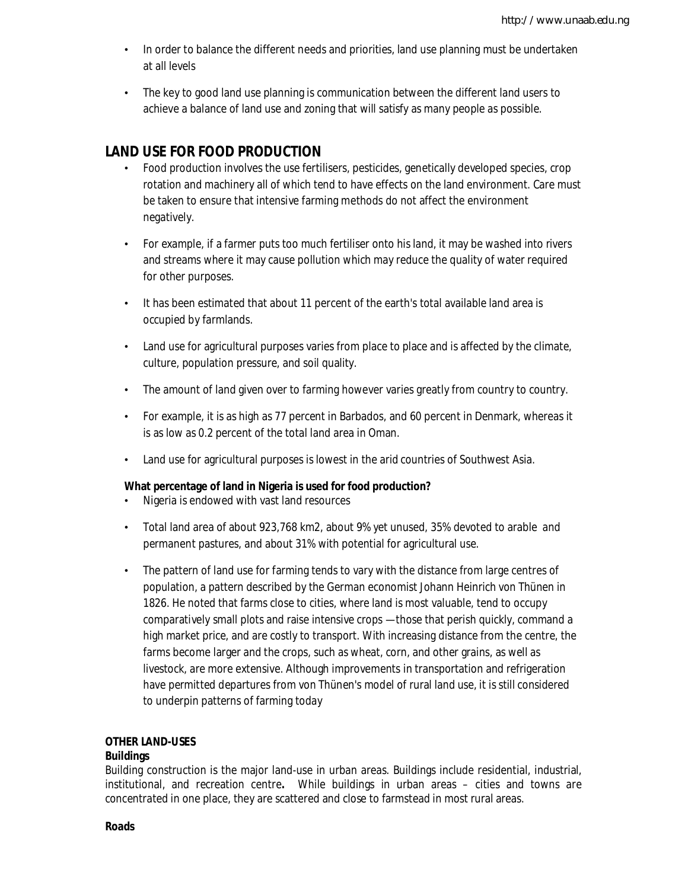- In order to balance the different needs and priorities, land use planning must be undertaken at all levels
- The key to good land use planning is communication between the different land users to achieve a balance of land use and zoning that will satisfy as many people as possible.

## LAND USE FOR FOOD PRODUCTION

- Food production involves the use fertilisers, pesticides, genetically developed species, crop rotation and machinery all of which tend to have effects on the land environment. Care must be taken to ensure that intensive farming methods do not affect the environment negatively.
- For example, if a farmer puts too much fertiliser onto his land, it may be washed into rivers and streams where it may cause pollution which may reduce the quality of water required for other purposes.
- It has been estimated that about 11 percent of the earth's total available land area is occupied by farmlands.
- Land use for agricultural purposes varies from place to place and is affected by the climate, culture, population pressure, and soil quality.
- The amount of land given over to farming however varies greatly from country to country.
- For example, it is as high as 77 percent in Barbados, and 60 percent in Denmark, whereas it is as low as 0.2 percent of the total land area in Oman.
- Land use for agricultural purposes is lowest in the arid countries of Southwest Asia.

**What percentage of land in Nigeria is used for food production?**

- Nigeria is endowed with vast land resources
- Total land area of about 923,768 km2, about 9% yet unused, 35% devoted to arable and permanent pastures, and about 31% with potential for agricultural use.
- The pattern of land use for farming tends to vary with the distance from large centres of population, a pattern described by the German economist Johann Heinrich von Thünen in 1826. He noted that farms close to cities, where land is most valuable, tend to occupy comparatively small plots and raise intensive crops —those that perish quickly, command a high market price, and are costly to transport. With increasing distance from the centre, the farms become larger and the crops, such as wheat, corn, and other grains, as well as livestock, are more extensive. Although improvements in transportation and refrigeration have permitted departures from von Thünen's model of rural land use, it is still considered to underpin patterns of farming today

**OTHER LAND-USES**

**Buildings**

Building construction is the major land-use in urban areas. Buildings include residential, industrial, institutional, and recreation centre**.** While buildings in urban areas – cities and towns are concentrated in one place, they are scattered and close to farmstead in most rural areas.

**Roads**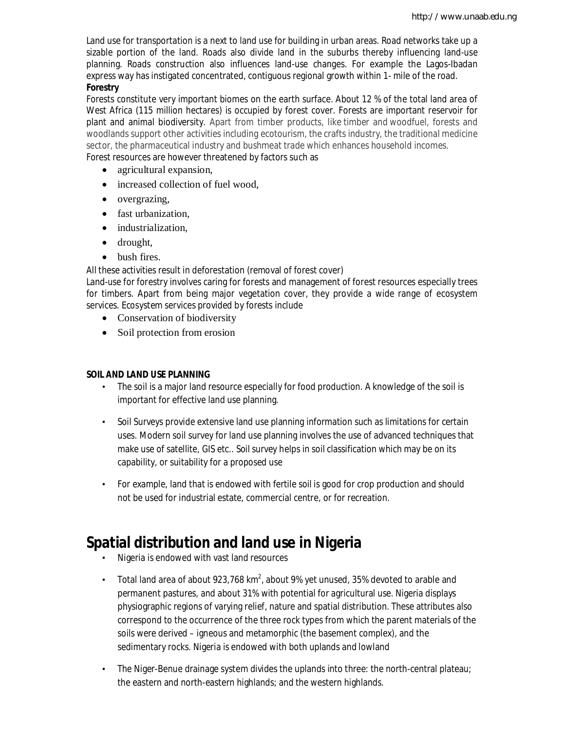Land use for transportation is a next to land use for building in urban areas. Road networks take up a sizable portion of the land. Roads also divide land in the suburbs thereby influencing land-use planning. Roads construction also influences land-use changes. For example the Lagos-Ibadan express way has instigated concentrated, contiguous regional growth within 1- mile of the road.

**Forestry**

Forests constitute very important biomes on the earth surface. About 12 % of the total land area of West Africa (115 million hectares) is occupied by forest cover. Forests are important reservoir for plant and animal biodiversity. Apart from timber products, like timber and woodfuel, forests and woodlands support other activities including ecotourism, the crafts industry, the traditional medicine sector, the pharmaceutical industry and bushmeat trade which enhances household incomes.

Forest resources are however threatened by factors such as

- agricultural expansion,
- increased collection of fuel wood,
- overgrazing,
- fast urbanization,
- industrialization,
- drought,
- bush fires.

All these activities result in deforestation (removal of forest cover)

Land-use for forestry involves caring for forests and management of forest resources especially trees for timbers. Apart from being major vegetation cover, they provide a wide range of ecosystem services. Ecosystem services provided by forests include

- Conservation of biodiversity
- Soil protection from erosion

**SOIL AND LAND USE PLANNING**

- The soil is a major land resource especially for food production. A knowledge of the soil is important for effective land use planning.
- Soil Surveys provide extensive land use planning information such as limitations for certain uses. Modern soil survey for land use planning involves the use of advanced techniques that make use of satellite, GIS etc.. Soil survey helps in soil classification which may be on its capability, or suitability for a proposed use
- For example, land that is endowed with fertile soil is good for crop production and should not be used for industrial estate, commercial centre, or for recreation.

# Spatial distribution and land use in Nigeria

- Nigeria is endowed with vast land resources
- Total land area of about 923,768 $km^2$, about 9% yet unused, 35% devoted to arable and permanent pastures, and about 31% with potential for agricultural use. Nigeria displays physiographic regions of varying relief, nature and spatial distribution. These attributes also correspond to the occurrence of the three rock types from which the parent materials of the soils were derived – igneous and metamorphic (the basement complex), and the sedimentary rocks. Nigeria is endowed with both uplands and lowland
- The Niger-Benue drainage system divides the uplands into three: the north-central plateau; the eastern and north-eastern highlands; and the western highlands.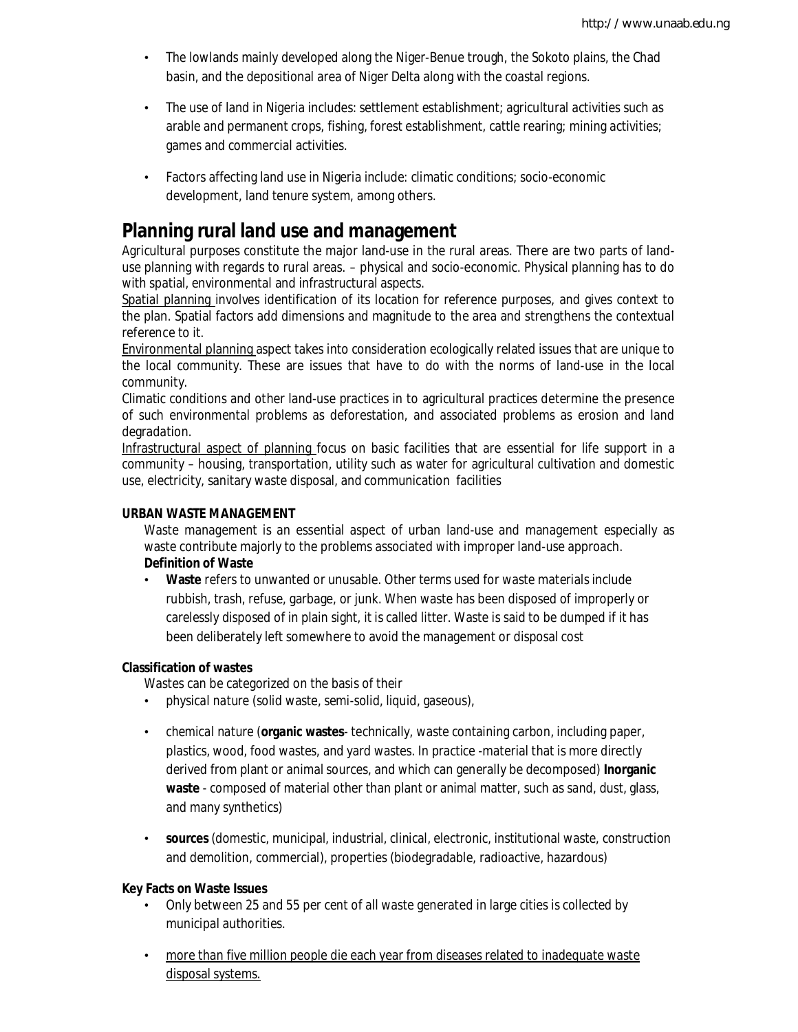- The lowlands mainly developed along the Niger-Benue trough, the Sokoto plains, the Chad basin, and the depositional area of Niger Delta along with the coastal regions.
- The use of land in Nigeria includes: settlement establishment; agricultural activities such as arable and permanent crops, fishing, forest establishment, cattle rearing; mining activities; games and commercial activities.
- Factors affecting land use in Nigeria include: climatic conditions; socio-economic development, land tenure system, among others.

## Planning rural land use and management

Agricultural purposes constitute the major land-use in the rural areas. There are two parts of land-use planning with regards to rural areas. – physical and socio-economic. Physical planning has to do with spatial, environmental and infrastructural aspects.

Spatial planning involves identification of its location for reference purposes, and gives context to the plan. Spatial factors add dimensions and magnitude to the area and strengthens the contextual reference to it.

Environmental planning aspect takes into consideration ecologically related issues that are unique to the local community. These are issues that have to do with the norms of land-use in the local community.

Climatic conditions and other land-use practices in to agricultural practices determine the presence of such environmental problems as deforestation, and associated problems as erosion and land degradation.

Infrastructural aspect of planning focus on basic facilities that are essential for life support in a community – housing, transportation, utility such as water for agricultural cultivation and domestic use, electricity, sanitary waste disposal, and communication facilities

**URBAN WASTE MANAGEMENT**

Waste management is an essential aspect of urban land-use and management especially as waste contribute majorly to the problems associated with improper land-use approach.

**Definition of Waste**

- **Waste** refers to unwanted or unusable. Other terms used for waste materials include rubbish, trash, refuse, garbage, or junk. When waste has been disposed of improperly or carelessly disposed of in plain sight, it is called litter. Waste is said to be dumped if it has been deliberately left somewhere to avoid the management or disposal cost

**Classification of wastes**

Wastes can be categorized on the basis of their

- physical nature (solid waste, semi-solid, liquid, gaseous),
- chemical nature (**organic wastes**- technically, waste containing carbon, including paper, plastics, wood, food wastes, and yard wastes. In practice -material that is more directly derived from plant or animal sources, and which can generally be decomposed) **Inorganic waste** - composed of material other than plant or animal matter, such as sand, dust, glass, and many synthetics)
- **sources** (domestic, municipal, industrial, clinical, electronic, institutional waste, construction and demolition, commercial), properties (biodegradable, radioactive, hazardous)

**Key Facts on Waste Issues**

- Only between 25 and 55 per cent of all waste generated in large cities is collected by municipal authorities.
- more than five million people die each year from diseases related to inadequate waste disposal systems.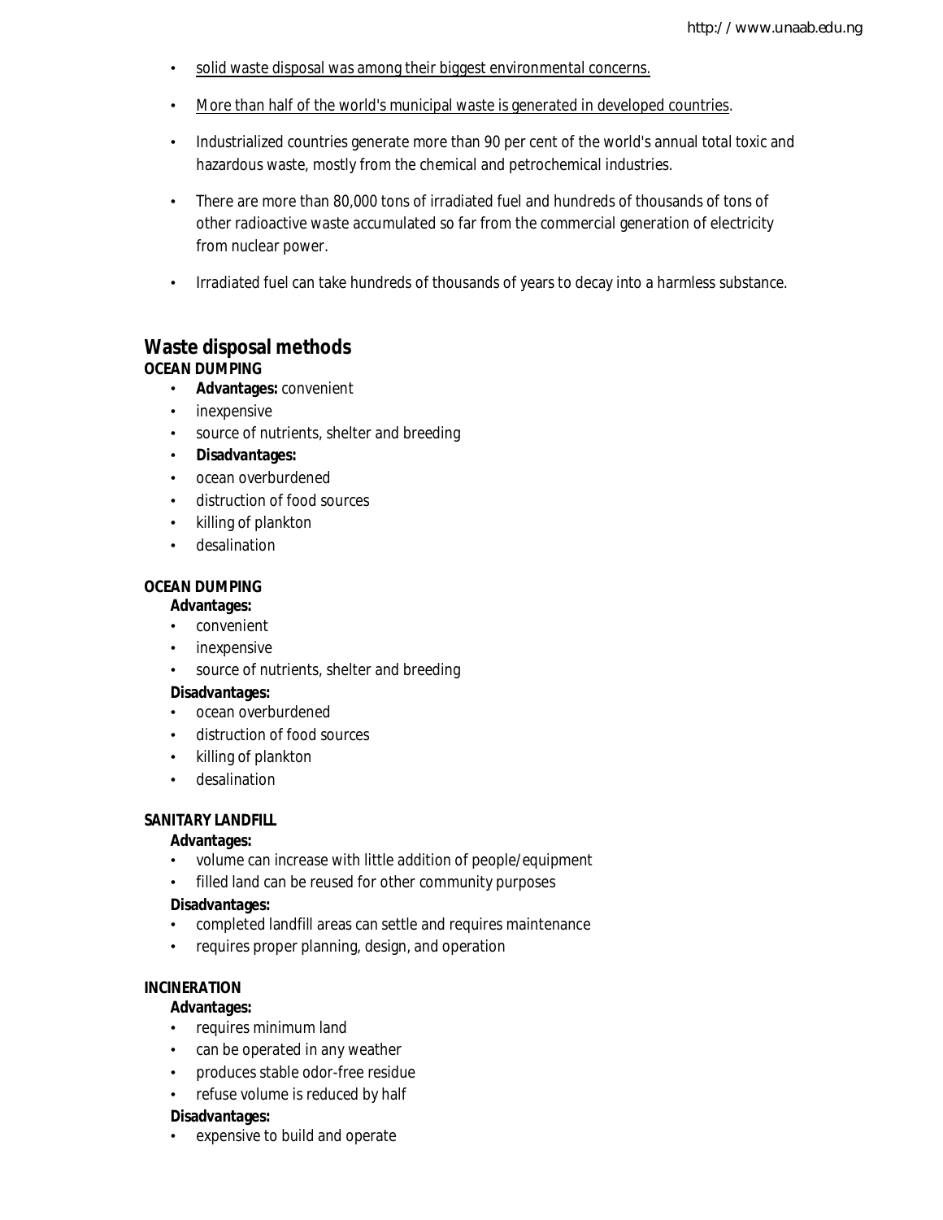- solid waste disposal was among their biggest environmental concerns.
- More than half of the world's municipal waste is generated in developed countries.
- Industrialized countries generate more than 90 per cent of the world's annual total toxic and hazardous waste, mostly from the chemical and petrochemical industries.
- There are more than 80,000 tons of irradiated fuel and hundreds of thousands of tons of other radioactive waste accumulated so far from the commercial generation of electricity from nuclear power.
- Irradiated fuel can take hundreds of thousands of years to decay into a harmless substance.

## Waste disposal methods

**OCEAN DUMPING**

- **Advantages:** convenient
- inexpensive
- source of nutrients, shelter and breeding
- **Disadvantages:**
- ocean overburdened
- distruction of food sources
- killing of plankton
- desalination

**OCEAN DUMPING**

**Advantages:**

- convenient
- inexpensive
- source of nutrients, shelter and breeding

**Disadvantages:**

- ocean overburdened
- distruction of food sources
- killing of plankton
- desalination

**SANITARY LANDFILL**

**Advantages:**

- volume can increase with little addition of people/equipment
- filled land can be reused for other community purposes

**Disadvantages:**

- completed landfill areas can settle and requires maintenance
- requires proper planning, design, and operation

**INCINERATION**

**Advantages:**

- requires minimum land
- can be operated in any weather
- produces stable odor-free residue
- refuse volume is reduced by half

**Disadvantages:**

- expensive to build and operate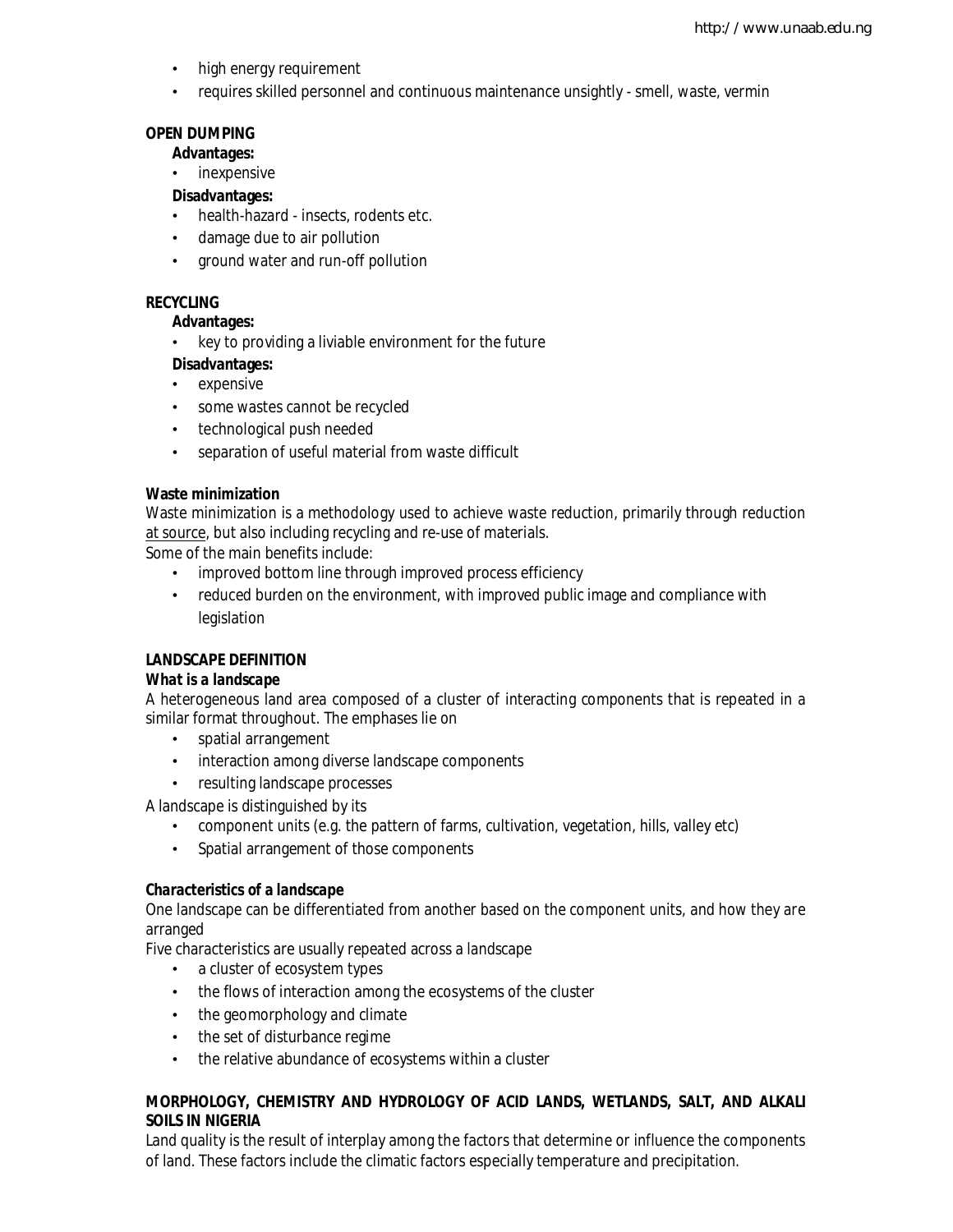- high energy requirement
- requires skilled personnel and continuous maintenance unsightly - smell, waste, vermin

**OPEN DUMPING**

**Advantages:**

- inexpensive

**Disadvantages:**

- health-hazard - insects, rodents etc.
- damage due to air pollution
- ground water and run-off pollution

**RECYCLING**

**Advantages:**

- key to providing a liviable environment for the future

**Disadvantages:**

- expensive
- some wastes cannot be recycled
- technological push needed
- separation of useful material from waste difficult

**Waste minimization**

Waste minimization is a methodology used to achieve waste reduction, primarily through reduction at source, but also including recycling and re-use of materials.
Some of the main benefits include:

- improved bottom line through improved process efficiency
- reduced burden on the environment, with improved public image and compliance with legislation

**LANDSCAPE DEFINITION**

***What is a landscape***

A heterogeneous land area composed of a cluster of interacting components that is repeated in a similar format throughout. The emphases lie on

- spatial arrangement
- interaction among diverse landscape components
- resulting landscape processes

A landscape is distinguished by its

- component units (e.g. the pattern of farms, cultivation, vegetation, hills, valley etc)
- Spatial arrangement of those components

***Characteristics of a landscape***

One landscape can be differentiated from another based on the component units, and how they are arranged
Five characteristics are usually repeated across a landscape

- a cluster of ecosystem types
- the flows of interaction among the ecosystems of the cluster
- the geomorphology and climate
- the set of disturbance regime
- the relative abundance of ecosystems within a cluster

**MORPHOLOGY, CHEMISTRY AND HYDROLOGY OF ACID LANDS, WETLANDS, SALT, AND ALKALI SOILS IN NIGERIA**

Land quality is the result of interplay among the factors that determine or influence the components of land. These factors include the climatic factors especially temperature and precipitation.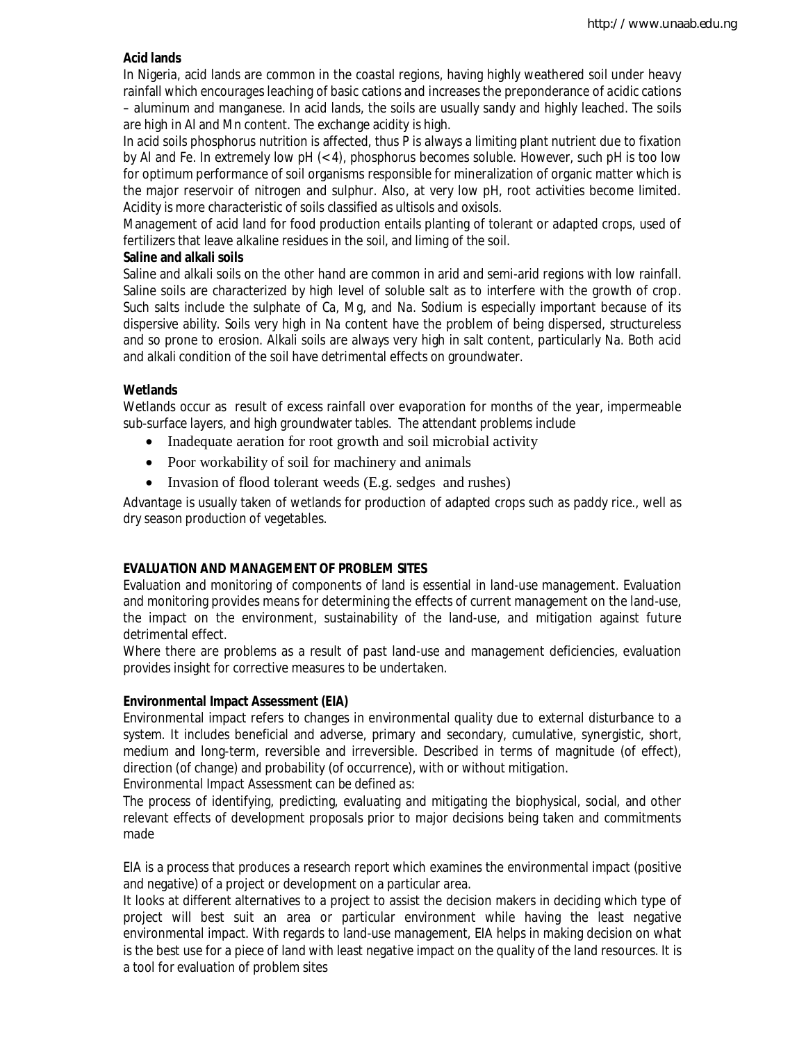**Acid lands**

In Nigeria, acid lands are common in the coastal regions, having highly weathered soil under heavy rainfall which encourages leaching of basic cations and increases the preponderance of acidic cations – aluminum and manganese. In acid lands, the soils are usually sandy and highly leached. The soils are high in Al and Mn content. The exchange acidity is high.

In acid soils phosphorus nutrition is affected, thus P is always a limiting plant nutrient due to fixation by Al and Fe. In extremely low pH (<4), phosphorus becomes soluble. However, such pH is too low for optimum performance of soil organisms responsible for mineralization of organic matter which is the major reservoir of nitrogen and sulphur. Also, at very low pH, root activities become limited. Acidity is more characteristic of soils classified as ultisols and oxisols.

Management of acid land for food production entails planting of tolerant or adapted crops, used of fertilizers that leave alkaline residues in the soil, and liming of the soil.

**Saline and alkali soils**

Saline and alkali soils on the other hand are common in arid and semi-arid regions with low rainfall. Saline soils are characterized by high level of soluble salt as to interfere with the growth of crop. Such salts include the sulphate of Ca, Mg, and Na. Sodium is especially important because of its dispersive ability. Soils very high in Na content have the problem of being dispersed, structureless and so prone to erosion. Alkali soils are always very high in salt content, particularly Na. Both acid and alkali condition of the soil have detrimental effects on groundwater.

**Wetlands**

Wetlands occur as result of excess rainfall over evaporation for months of the year, impermeable sub-surface layers, and high groundwater tables. The attendant problems include

- Inadequate aeration for root growth and soil microbial activity
- Poor workability of soil for machinery and animals
- Invasion of flood tolerant weeds (E.g. sedges and rushes)

Advantage is usually taken of wetlands for production of adapted crops such as paddy rice., well as dry season production of vegetables.

**EVALUATION AND MANAGEMENT OF PROBLEM SITES**

Evaluation and monitoring of components of land is essential in land-use management. Evaluation and monitoring provides means for determining the effects of current management on the land-use, the impact on the environment, sustainability of the land-use, and mitigation against future detrimental effect.

Where there are problems as a result of past land-use and management deficiencies, evaluation provides insight for corrective measures to be undertaken.

**Environmental Impact Assessment (EIA)**

Environmental impact refers to changes in environmental quality due to external disturbance to a system. It includes beneficial and adverse, primary and secondary, cumulative, synergistic, short, medium and long-term, reversible and irreversible. Described in terms of magnitude (of effect), direction (of change) and probability (of occurrence), with or without mitigation.

Environmental Impact Assessment can be defined as:

The process of identifying, predicting, evaluating and mitigating the biophysical, social, and other relevant effects of development proposals prior to major decisions being taken and commitments made

EIA is a process that produces a research report which examines the environmental impact (positive and negative) of a project or development on a particular area.

It looks at different alternatives to a project to assist the decision makers in deciding which type of project will best suit an area or particular environment while having the least negative environmental impact. With regards to land-use management, EIA helps in making decision on what is the best use for a piece of land with least negative impact on the quality of the land resources. It is a tool for evaluation of problem sites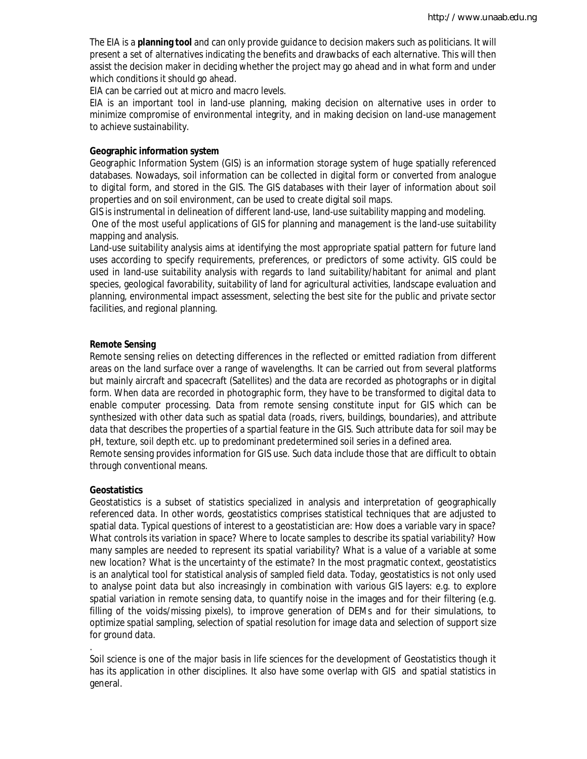The EIA is a **planning tool** and can only provide guidance to decision makers such as politicians. It will present a set of alternatives indicating the benefits and drawbacks of each alternative. This will then assist the decision maker in deciding whether the project may go ahead and in what form and under which conditions it should go ahead.

EIA can be carried out at micro and macro levels.

EIA is an important tool in land-use planning, making decision on alternative uses in order to minimize compromise of environmental integrity, and in making decision on land-use management to achieve sustainability.

**Geographic information system**

Geographic Information System (GIS) is an information storage system of huge spatially referenced databases. Nowadays, soil information can be collected in digital form or converted from analogue to digital form, and stored in the GIS. The GIS databases with their layer of information about soil properties and on soil environment, can be used to create digital soil maps.

GIS is instrumental in delineation of different land-use, land-use suitability mapping and modeling.

One of the most useful applications of GIS for planning and management is the land-use suitability mapping and analysis.

Land-use suitability analysis aims at identifying the most appropriate spatial pattern for future land uses according to specify requirements, preferences, or predictors of some activity. GIS could be used in land-use suitability analysis with regards to land suitability/habitant for animal and plant species, geological favorability, suitability of land for agricultural activities, landscape evaluation and planning, environmental impact assessment, selecting the best site for the public and private sector facilities, and regional planning.

**Remote Sensing**

Remote sensing relies on detecting differences in the reflected or emitted radiation from different areas on the land surface over a range of wavelengths. It can be carried out from several platforms but mainly aircraft and spacecraft (Satellites) and the data are recorded as photographs or in digital form. When data are recorded in photographic form, they have to be transformed to digital data to enable computer processing. Data from remote sensing constitute input for GIS which can be synthesized with other data such as spatial data (roads, rivers, buildings, boundaries), and attribute data that describes the properties of a spartial feature in the GIS. Such attribute data for soil may be pH, texture, soil depth etc. up to predominant predetermined soil series in a defined area.

Remote sensing provides information for GIS use. Such data include those that are difficult to obtain through conventional means.

**Geostatistics**

Geostatistics is a subset of statistics specialized in analysis and interpretation of geographically referenced data. In other words, geostatistics comprises statistical techniques that are adjusted to spatial data. Typical questions of interest to a geostatistician are: How does a variable vary in space? What controls its variation in space? Where to locate samples to describe its spatial variability? How many samples are needed to represent its spatial variability? What is a value of a variable at some new location? What is the uncertainty of the estimate? In the most pragmatic context, geostatistics is an analytical tool for statistical analysis of sampled field data. Today, geostatistics is not only used to analyse point data but also increasingly in combination with various GIS layers: e.g. to explore spatial variation in remote sensing data, to quantify noise in the images and for their filtering (e.g. filling of the voids/missing pixels), to improve generation of DEMs and for their simulations, to optimize spatial sampling, selection of spatial resolution for image data and selection of support size for ground data.

.

Soil science is one of the major basis in life sciences for the development of Geostatistics though it has its application in other disciplines. It also have some overlap with GIS and spatial statistics in general.